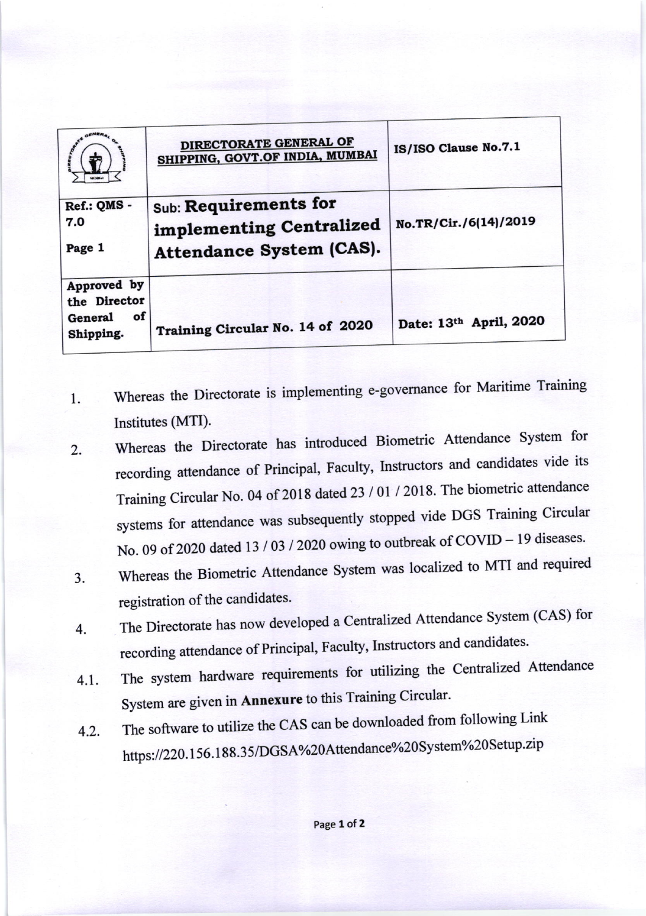| | DIRECTORATE GENERAL OF SHIPPING, GOVT.OF INDIA, MUMBAI | IS/ISO Clause No.7.1 |
|---|---|---|
| Ref.: QMS - 7.0<br>Page 1 | Sub: **Requirements for implementing Centralized Attendance System (CAS).** | No.TR/Cir./6(14)/2019 |
| Approved by the Director General of Shipping. | Training Circular No. 14 of 2020 | Date: 13th April, 2020 |

1. Whereas the Directorate is implementing e-governance for Maritime Training Institutes (MTI).
2. Whereas the Directorate has introduced Biometric Attendance System for recording attendance of Principal, Faculty, Instructors and candidates vide its Training Circular No. 04 of 2018 dated 23 / 01 / 2018. The biometric attendance systems for attendance was subsequently stopped vide DGS Training Circular No. 09 of 2020 dated 13 / 03 / 2020 owing to outbreak of COVID – 19 diseases.
3. Whereas the Biometric Attendance System was localized to MTI and required registration of the candidates.
4. The Directorate has now developed a Centralized Attendance System (CAS) for recording attendance of Principal, Faculty, Instructors and candidates.

   4.1. The system hardware requirements for utilizing the Centralized Attendance System are given in **Annexure** to this Training Circular.

   4.2. The software to utilize the CAS can be downloaded from following Link https://220.156.188.35/DGSA%20Attendance%20System%20Setup.zip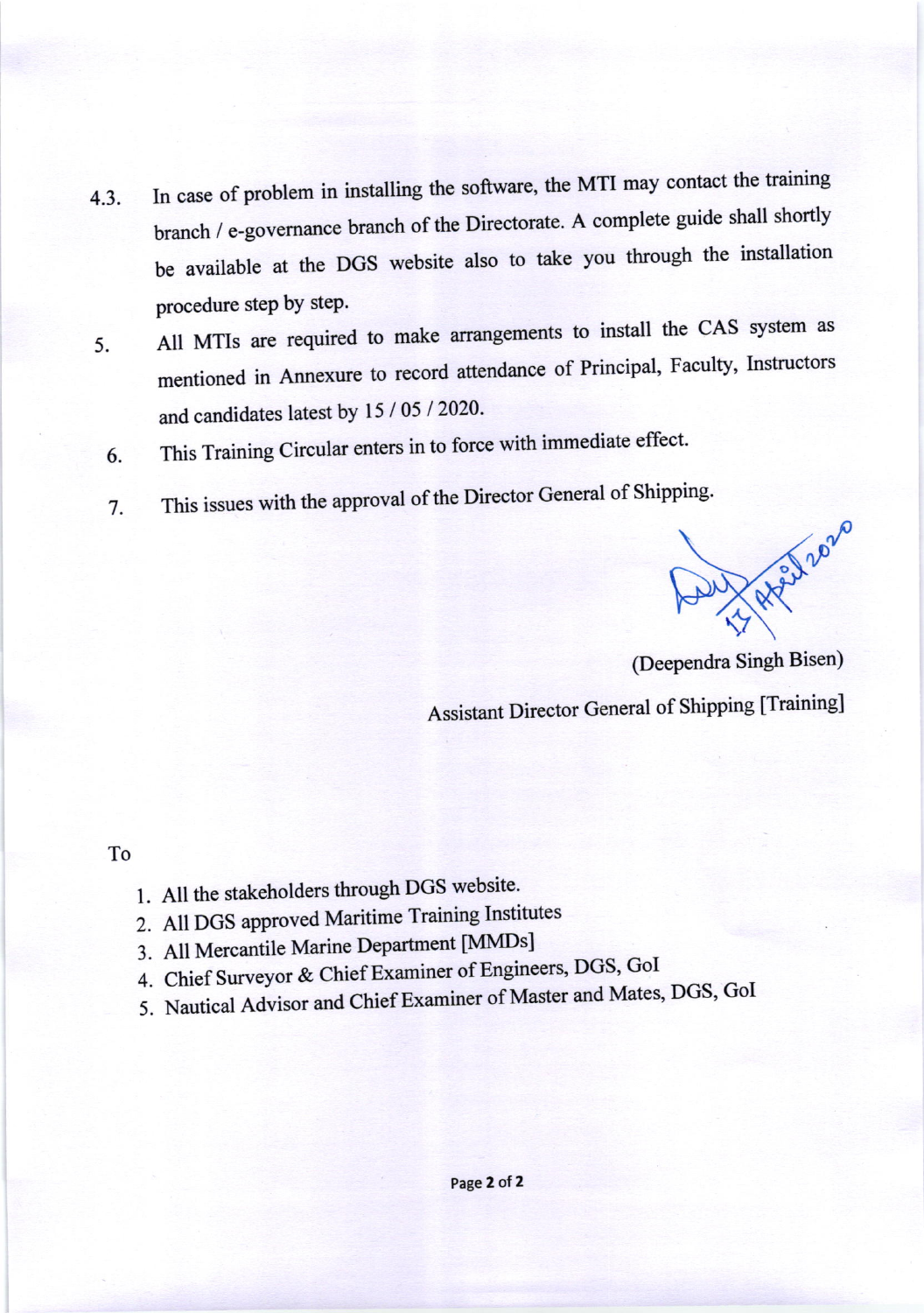4.3. In case of problem in installing the software, the MTI may contact the training branch / e-governance branch of the Directorate. A complete guide shall shortly be available at the DGS website also to take you through the installation procedure step by step.

5. All MTIs are required to make arrangements to install the CAS system as mentioned in Annexure to record attendance of Principal, Faculty, Instructors and candidates latest by 15 / 05 / 2020.

6. This Training Circular enters in to force with immediate effect.

7. This issues with the approval of the Director General of Shipping.

17 April 2020

(Deependra Singh Bisen)

Assistant Director General of Shipping [Training]

To

1. All the stakeholders through DGS website.
2. All DGS approved Maritime Training Institutes
3. All Mercantile Marine Department [MMDs]
4. Chief Surveyor & Chief Examiner of Engineers, DGS, GoI
5. Nautical Advisor and Chief Examiner of Master and Mates, DGS, GoI